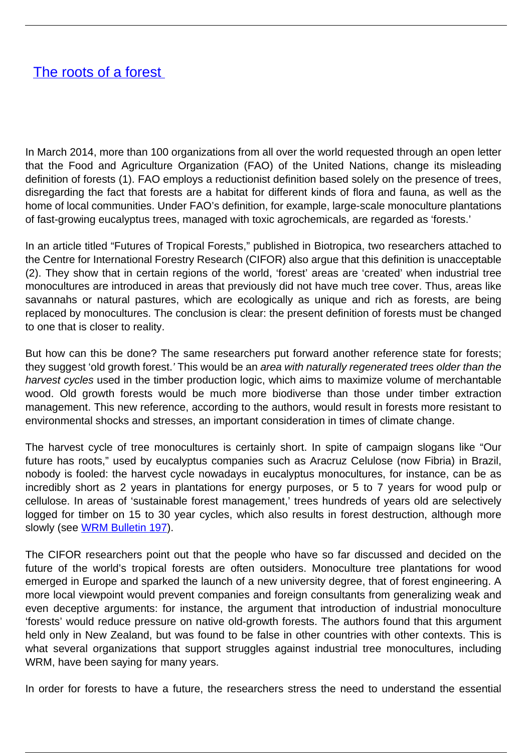# [The roots of a forest](#)

In March 2014, more than 100 organizations from all over the world requested through an open letter that the Food and Agriculture Organization (FAO) of the United Nations, change its misleading definition of forests (1). FAO employs a reductionist definition based solely on the presence of trees, disregarding the fact that forests are a habitat for different kinds of flora and fauna, as well as the home of local communities. Under FAO's definition, for example, large-scale monoculture plantations of fast-growing eucalyptus trees, managed with toxic agrochemicals, are regarded as 'forests.'

In an article titled "Futures of Tropical Forests," published in Biotropica, two researchers attached to the Centre for International Forestry Research (CIFOR) also argue that this definition is unacceptable (2). They show that in certain regions of the world, 'forest' areas are 'created' when industrial tree monocultures are introduced in areas that previously did not have much tree cover. Thus, areas like savannahs or natural pastures, which are ecologically as unique and rich as forests, are being replaced by monocultures. The conclusion is clear: the present definition of forests must be changed to one that is closer to reality.

But how can this be done? The same researchers put forward another reference state for forests; they suggest 'old growth forest.' This would be an *area with naturally regenerated trees older than the harvest cycles* used in the timber production logic, which aims to maximize volume of merchantable wood. Old growth forests would be much more biodiverse than those under timber extraction management. This new reference, according to the authors, would result in forests more resistant to environmental shocks and stresses, an important consideration in times of climate change.

The harvest cycle of tree monocultures is certainly short. In spite of campaign slogans like "Our future has roots," used by eucalyptus companies such as Aracruz Celulose (now Fibria) in Brazil, nobody is fooled: the harvest cycle nowadays in eucalyptus monocultures, for instance, can be as incredibly short as 2 years in plantations for energy purposes, or 5 to 7 years for wood pulp or cellulose. In areas of 'sustainable forest management,' trees hundreds of years old are selectively logged for timber on 15 to 30 year cycles, which also results in forest destruction, although more slowly (see [WRM Bulletin 197](#)).

The CIFOR researchers point out that the people who have so far discussed and decided on the future of the world's tropical forests are often outsiders. Monoculture tree plantations for wood emerged in Europe and sparked the launch of a new university degree, that of forest engineering. A more local viewpoint would prevent companies and foreign consultants from generalizing weak and even deceptive arguments: for instance, the argument that introduction of industrial monoculture 'forests' would reduce pressure on native old-growth forests. The authors found that this argument held only in New Zealand, but was found to be false in other countries with other contexts. This is what several organizations that support struggles against industrial tree monocultures, including WRM, have been saying for many years.

In order for forests to have a future, the researchers stress the need to understand the essential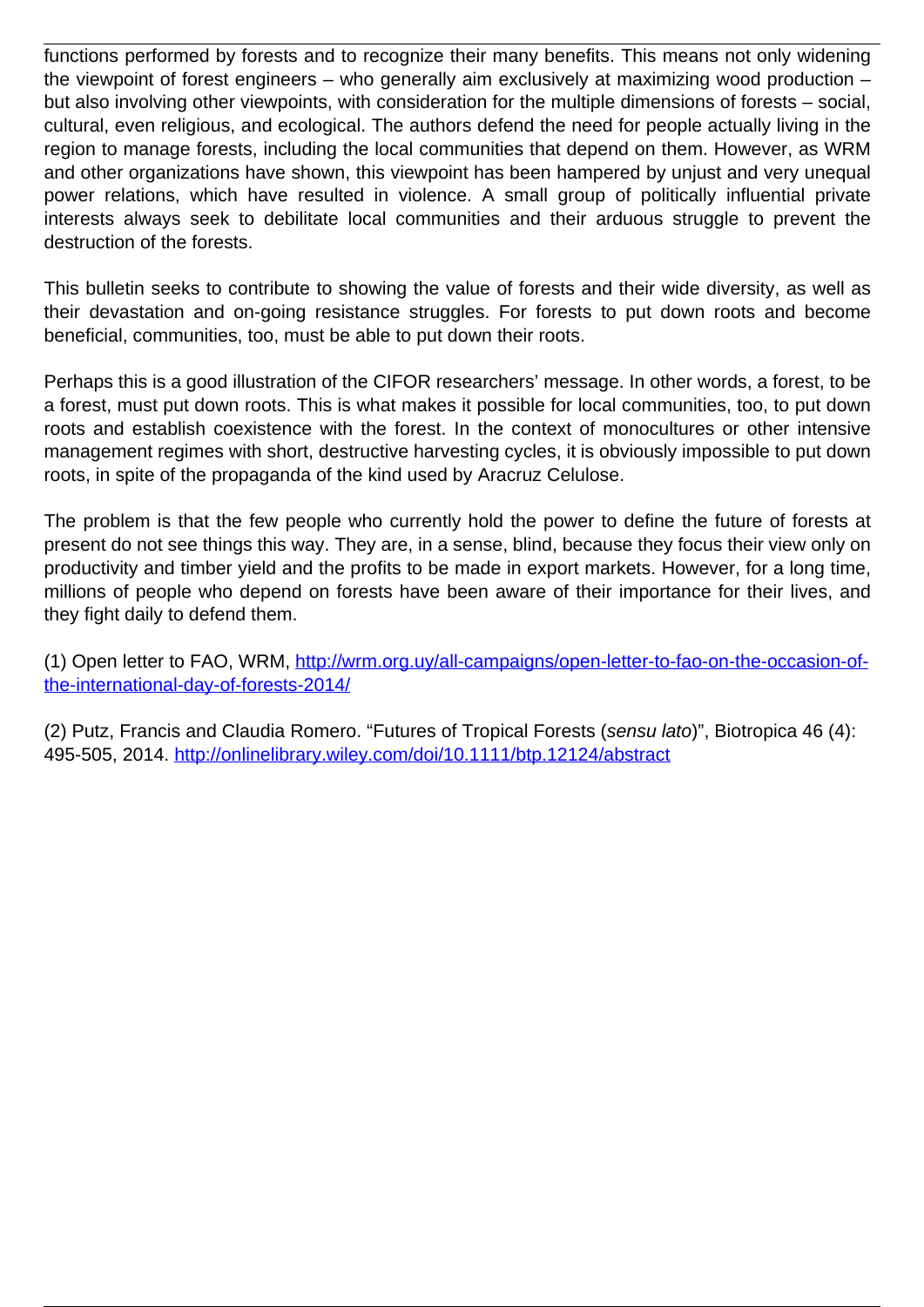functions performed by forests and to recognize their many benefits. This means not only widening the viewpoint of forest engineers – who generally aim exclusively at maximizing wood production – but also involving other viewpoints, with consideration for the multiple dimensions of forests – social, cultural, even religious, and ecological. The authors defend the need for people actually living in the region to manage forests, including the local communities that depend on them. However, as WRM and other organizations have shown, this viewpoint has been hampered by unjust and very unequal power relations, which have resulted in violence. A small group of politically influential private interests always seek to debilitate local communities and their arduous struggle to prevent the destruction of the forests.

This bulletin seeks to contribute to showing the value of forests and their wide diversity, as well as their devastation and on-going resistance struggles. For forests to put down roots and become beneficial, communities, too, must be able to put down their roots.

Perhaps this is a good illustration of the CIFOR researchers' message. In other words, a forest, to be a forest, must put down roots. This is what makes it possible for local communities, too, to put down roots and establish coexistence with the forest. In the context of monocultures or other intensive management regimes with short, destructive harvesting cycles, it is obviously impossible to put down roots, in spite of the propaganda of the kind used by Aracruz Celulose.

The problem is that the few people who currently hold the power to define the future of forests at present do not see things this way. They are, in a sense, blind, because they focus their view only on productivity and timber yield and the profits to be made in export markets. However, for a long time, millions of people who depend on forests have been aware of their importance for their lives, and they fight daily to defend them.

(1) Open letter to FAO, WRM, [http://wrm.org.uy/all-campaigns/open-letter-to-fao-on-the-occasion-of-the-international-day-of-forests-2014/](http://wrm.org.uy/all-campaigns/open-letter-to-fao-on-the-occasion-of-the-international-day-of-forests-2014/)

(2) Putz, Francis and Claudia Romero. "Futures of Tropical Forests (*sensu lato*)", Biotropica 46 (4): 495-505, 2014. [http://onlinelibrary.wiley.com/doi/10.1111/btp.12124/abstract](http://onlinelibrary.wiley.com/doi/10.1111/btp.12124/abstract)